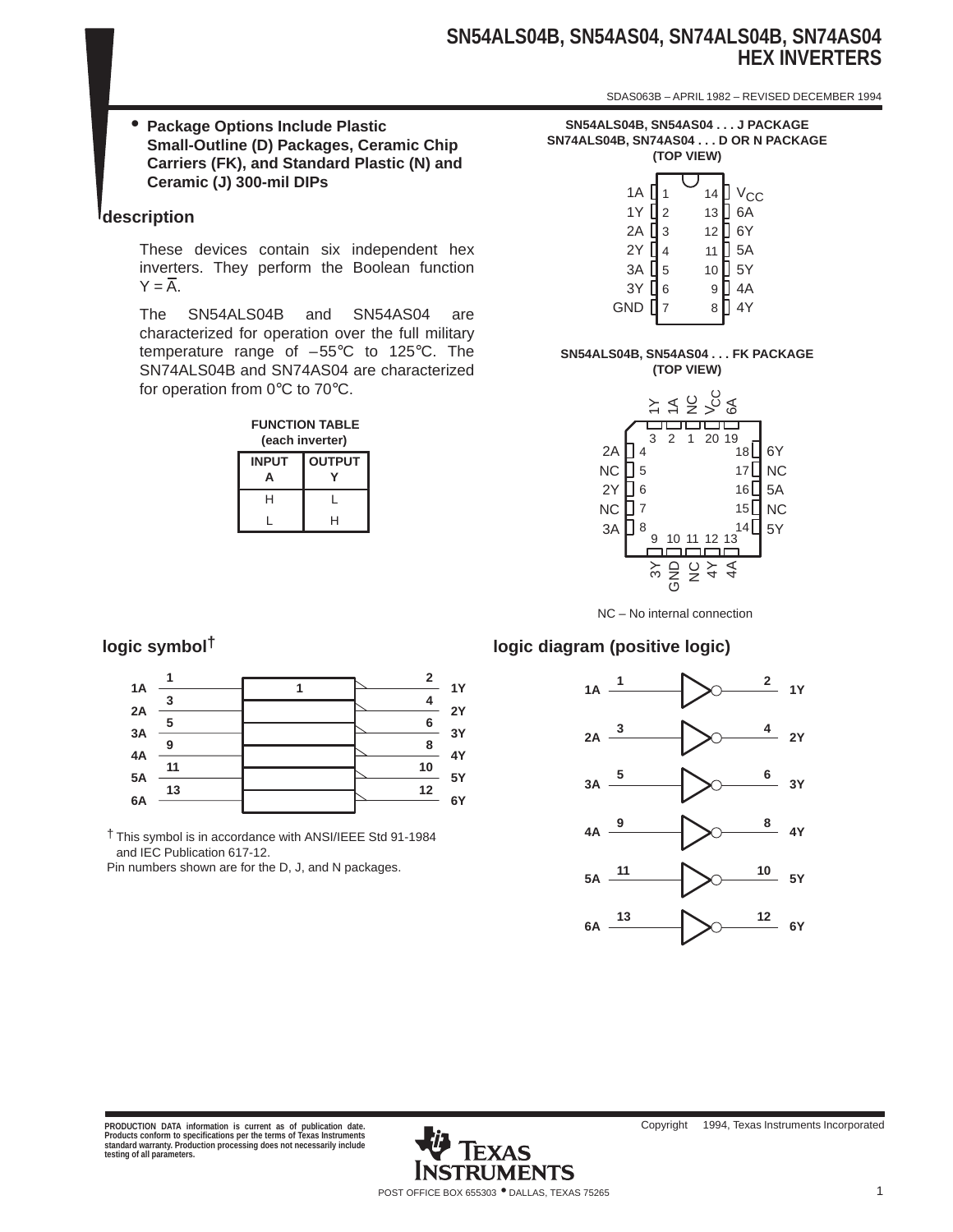# SN54ALS04B, SN54AS04, SN74ALS04B, SN74AS04
# HEX INVERTERS

SDAS063B – APRIL 1982 – REVISED DECEMBER 1994

- **Package Options Include Plastic Small-Outline (D) Packages, Ceramic Chip Carriers (FK), and Standard Plastic (N) and Ceramic (J) 300-mil DIPs**

## description

These devices contain six independent hex inverters. They perform the Boolean function $Y = \overline{A}$.

The SN54ALS04B and SN54AS04 are characterized for operation over the full military temperature range of –55°C to 125°C. The SN74ALS04B and SN74AS04 are characterized for operation from 0°C to 70°C.

**SN54ALS04B, SN54AS04 . . . J PACKAGE**
**SN74ALS04B, SN74AS04 . . . D OR N PACKAGE**
**(TOP VIEW)**

| Pin | Name | Pin | Name |
|---|---|---|---|
| 1 | 1A | 14 | $V_{CC}$ |
| 2 | 1Y | 13 | 6A |
| 3 | 2A | 12 | 6Y |
| 4 | 2Y | 11 | 5A |
| 5 | 3A | 10 | 5Y |
| 6 | 3Y | 9 | 4A |
| 7 | GND | 8 | 4Y |

**SN54ALS04B, SN54AS04 . . . FK PACKAGE**
**(TOP VIEW)**

| Pin | Name |
|---|---|
| 1 | NC |
| 2 | 1A |
| 3 | 1Y |
| 4 | 2A |
| 5 | NC |
| 6 | 2Y |
| 7 | NC |
| 8 | 3A |
| 9 | 3Y |
| 10 | GND |
| 11 | NC |
| 12 | 4Y |
| 13 | 4A |
| 14 | 5Y |
| 15 | NC |
| 16 | 5A |
| 17 | NC |
| 18 | 6Y |
| 19 | 6A |
| 20 | $V_{CC}$ |

NC – No internal connection

**FUNCTION TABLE**
**(each inverter)**

| INPUT A | OUTPUT Y |
|---|---|
| H | L |
| L | H |

## logic symbol†

| Input | Pin | Output | Pin |
|---|---|---|---|
| 1A | 1 | 1Y | 2 |
| 2A | 3 | 2Y | 4 |
| 3A | 5 | 3Y | 6 |
| 4A | 9 | 4Y | 8 |
| 5A | 11 | 5Y | 10 |
| 6A | 13 | 6Y | 12 |

† This symbol is in accordance with ANSI/IEEE Std 91-1984 and IEC Publication 617-12.
Pin numbers shown are for the D, J, and N packages.

## logic diagram (positive logic)

1A 1 → 2 1Y
2A 3 → 4 2Y
3A 5 → 6 3Y
4A 9 → 8 4Y
5A 11 → 10 5Y
6A 13 → 12 6Y

PRODUCTION DATA information is current as of publication date. Products conform to specifications per the terms of Texas Instruments standard warranty. Production processing does not necessarily include testing of all parameters.

Copyright © 1994, Texas Instruments Incorporated

POST OFFICE BOX 655303 • DALLAS, TEXAS 75265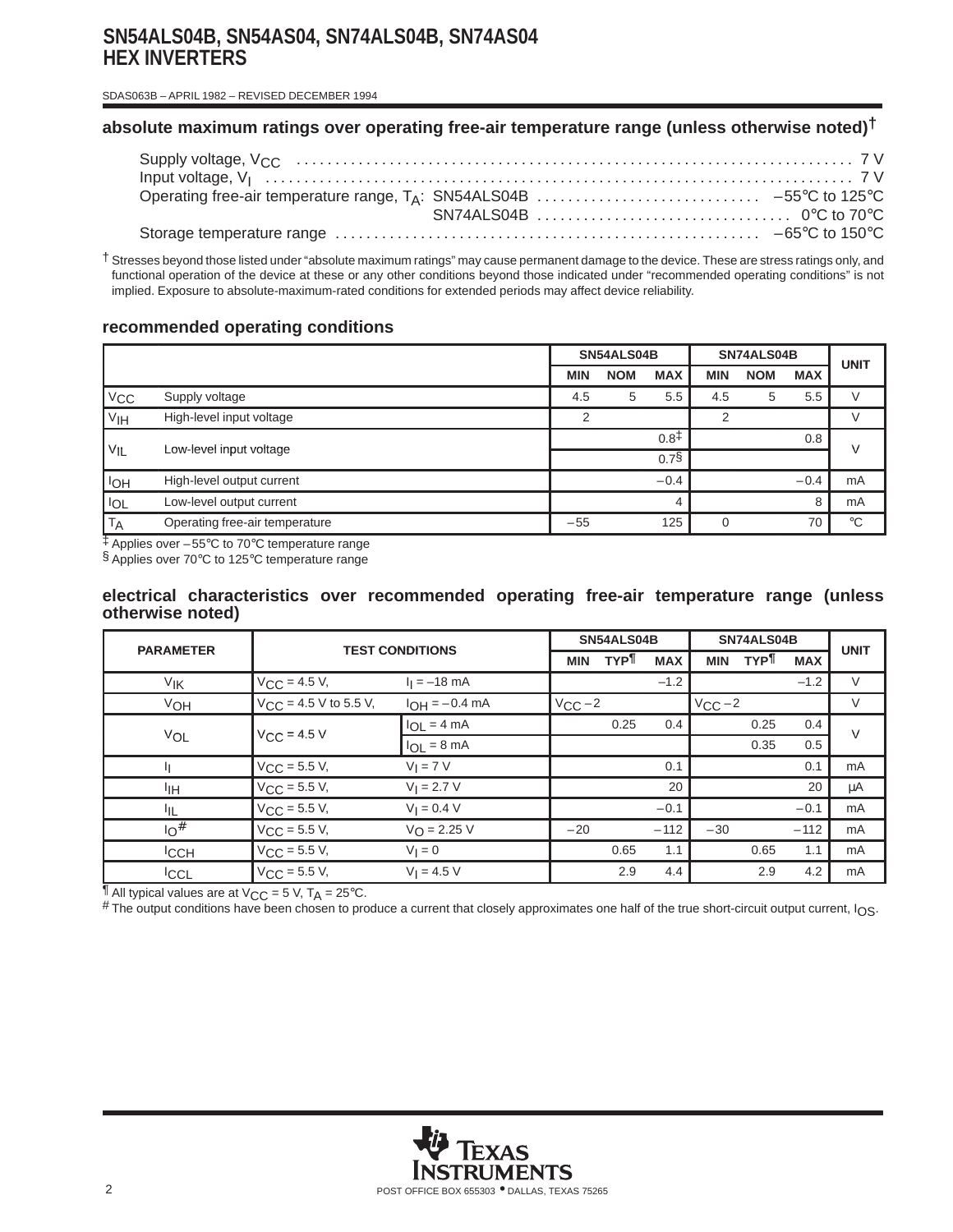# SN54ALS04B, SN54AS04, SN74ALS04B, SN74AS04 HEX INVERTERS

SDAS063B – APRIL 1982 – REVISED DECEMBER 1994

## absolute maximum ratings over operating free-air temperature range (unless otherwise noted)†

Supply voltage, $V_{CC}$ ........ 7 V
Input voltage, $V_I$ ........ 7 V
Operating free-air temperature range, $T_A$: SN54ALS04B ........ –55°C to 125°C
SN74ALS04B ........ 0°C to 70°C
Storage temperature range ........ –65°C to 150°C

† Stresses beyond those listed under "absolute maximum ratings" may cause permanent damage to the device. These are stress ratings only, and functional operation of the device at these or any other conditions beyond those indicated under "recommended operating conditions" is not implied. Exposure to absolute-maximum-rated conditions for extended periods may affect device reliability.

## recommended operating conditions

| | | SN54ALS04B | | | SN74ALS04B | | | UNIT |
|---|---|---|---|---|---|---|---|---|
| | | MIN | NOM | MAX | MIN | NOM | MAX | |
| $V_{CC}$ | Supply voltage | 4.5 | 5 | 5.5 | 4.5 | 5 | 5.5 | V |
| $V_{IH}$ | High-level input voltage | 2 | | | 2 | | | V |
| $V_{IL}$ | Low-level input voltage | | | 0.8‡ | | | 0.8 | V |
| | | | | 0.7§ | | | | |
| $I_{OH}$ | High-level output current | | | –0.4 | | | –0.4 | mA |
| $I_{OL}$ | Low-level output current | | | 4 | | | 8 | mA |
| $T_A$ | Operating free-air temperature | –55 | | 125 | 0 | | 70 | °C |

‡ Applies over –55°C to 70°C temperature range
§ Applies over 70°C to 125°C temperature range

## electrical characteristics over recommended operating free-air temperature range (unless otherwise noted)

| PARAMETER | TEST CONDITIONS | | SN54ALS04B | | | SN74ALS04B | | | UNIT |
|---|---|---|---|---|---|---|---|---|---|
| | | | MIN | TYP¶ | MAX | MIN | TYP¶ | MAX | |
| $V_{IK}$ | $V_{CC}$ = 4.5 V, | $I_I$ = –18 mA | | | –1.2 | | | –1.2 | V |
| $V_{OH}$ | $V_{CC}$ = 4.5 V to 5.5 V, | $I_{OH}$ = –0.4 mA | $V_{CC}$ –2 | | | $V_{CC}$ –2 | | | V |
| $V_{OL}$ | $V_{CC}$ = 4.5 V | $I_{OL}$ = 4 mA | | 0.25 | 0.4 | | 0.25 | 0.4 | V |
| | | $I_{OL}$ = 8 mA | | | | | 0.35 | 0.5 | |
| $I_I$ | $V_{CC}$ = 5.5 V, | $V_I$ = 7 V | | | 0.1 | | | 0.1 | mA |
| $I_{IH}$ | $V_{CC}$ = 5.5 V, | $V_I$ = 2.7 V | | | 20 | | | 20 | μA |
| $I_{IL}$ | $V_{CC}$ = 5.5 V, | $V_I$ = 0.4 V | | | –0.1 | | | –0.1 | mA |
| $I_O$# | $V_{CC}$ = 5.5 V, | $V_O$ = 2.25 V | –20 | | –112 | –30 | | –112 | mA |
| $I_{CCH}$ | $V_{CC}$ = 5.5 V, | $V_I$ = 0 | | 0.65 | 1.1 | | 0.65 | 1.1 | mA |
| $I_{CCL}$ | $V_{CC}$ = 5.5 V, | $V_I$ = 4.5 V | | 2.9 | 4.4 | | 2.9 | 4.2 | mA |

¶ All typical values are at $V_{CC}$ = 5 V, $T_A$ = 25°C.
# The output conditions have been chosen to produce a current that closely approximates one half of the true short-circuit output current, $I_{OS}$.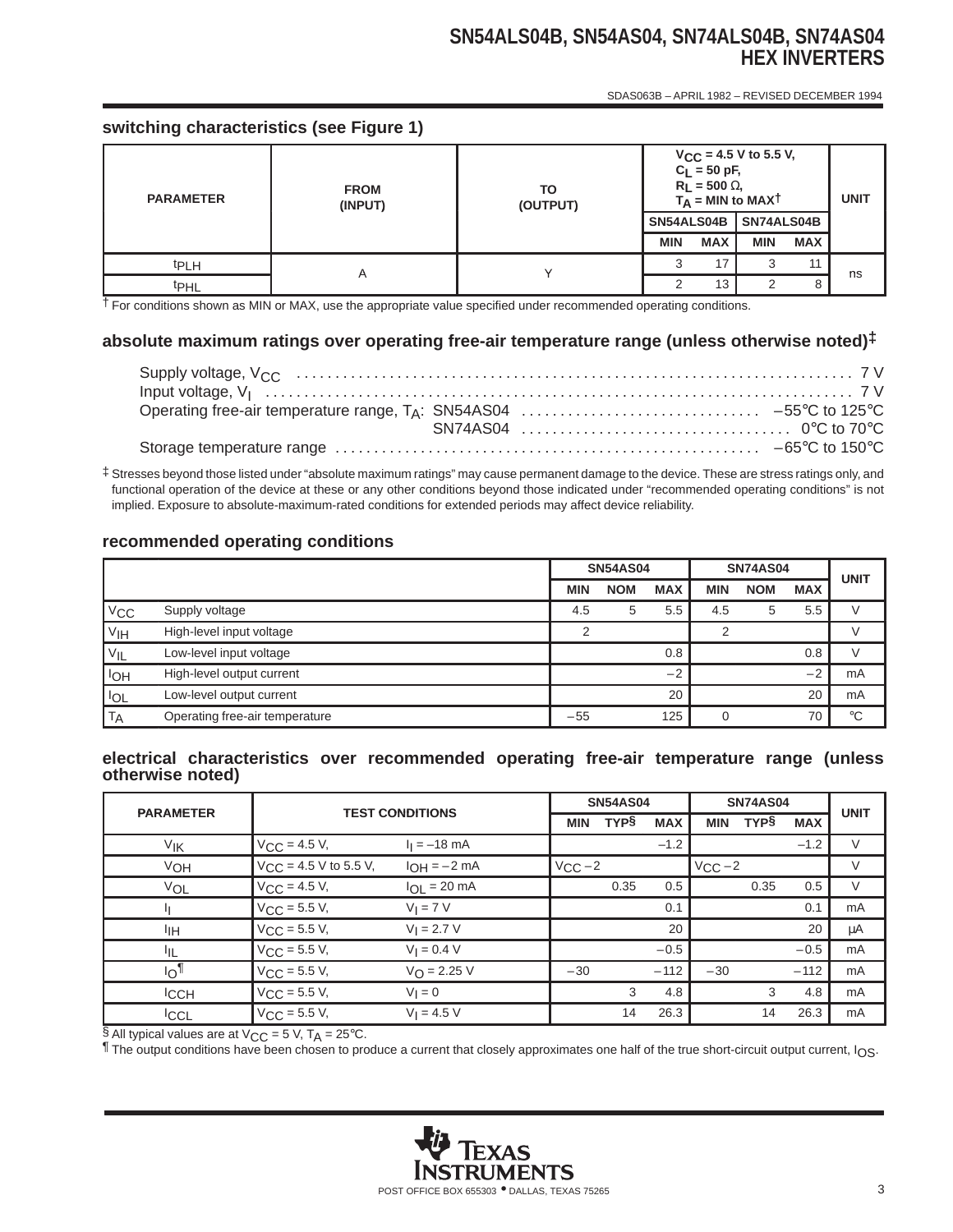## switching characteristics (see Figure 1)

| PARAMETER | FROM (INPUT) | TO (OUTPUT) | $V_{CC}$ = 4.5 V to 5.5 V, $C_L$ = 50 pF, $R_L$ = 500 Ω, $T_A$ = MIN to MAX† | | | | UNIT |
|---|---|---|---|---|---|---|---|
| | | | SN54ALS04B | | SN74ALS04B | | |
| | | | MIN | MAX | MIN | MAX | |
| $t_{PLH}$ | A | Y | 3 | 17 | 3 | 11 | ns |
| $t_{PHL}$ | | | 2 | 13 | 2 | 8 | |

† For conditions shown as MIN or MAX, use the appropriate value specified under recommended operating conditions.

## absolute maximum ratings over operating free-air temperature range (unless otherwise noted)‡

Supply voltage, $V_{CC}$ ........ 7 V
Input voltage, $V_I$ ........ 7 V
Operating free-air temperature range, $T_A$: SN54AS04 ........ –55°C to 125°C
SN74AS04 ........ 0°C to 70°C
Storage temperature range ........ –65°C to 150°C

‡ Stresses beyond those listed under "absolute maximum ratings" may cause permanent damage to the device. These are stress ratings only, and functional operation of the device at these or any other conditions beyond those indicated under "recommended operating conditions" is not implied. Exposure to absolute-maximum-rated conditions for extended periods may affect device reliability.

## recommended operating conditions

| | | SN54AS04 | | | SN74AS04 | | | UNIT |
|---|---|---|---|---|---|---|---|---|
| | | MIN | NOM | MAX | MIN | NOM | MAX | |
| $V_{CC}$ | Supply voltage | 4.5 | 5 | 5.5 | 4.5 | 5 | 5.5 | V |
| $V_{IH}$ | High-level input voltage | 2 | | | 2 | | | V |
| $V_{IL}$ | Low-level input voltage | | | 0.8 | | | 0.8 | V |
| $I_{OH}$ | High-level output current | | | –2 | | | –2 | mA |
| $I_{OL}$ | Low-level output current | | | 20 | | | 20 | mA |
| $T_A$ | Operating free-air temperature | –55 | | 125 | 0 | | 70 | °C |

## electrical characteristics over recommended operating free-air temperature range (unless otherwise noted)

| PARAMETER | TEST CONDITIONS | | SN54AS04 | | | SN74AS04 | | | UNIT |
|---|---|---|---|---|---|---|---|---|---|
| | | | MIN | TYP§ | MAX | MIN | TYP§ | MAX | |
| $V_{IK}$ | $V_{CC}$ = 4.5 V, | $I_I$ = –18 mA | | | –1.2 | | | –1.2 | V |
| $V_{OH}$ | $V_{CC}$ = 4.5 V to 5.5 V, | $I_{OH}$ = –2 mA | $V_{CC}$ –2 | | | $V_{CC}$ –2 | | | V |
| $V_{OL}$ | $V_{CC}$ = 4.5 V, | $I_{OL}$ = 20 mA | | 0.35 | 0.5 | | 0.35 | 0.5 | V |
| $I_I$ | $V_{CC}$ = 5.5 V, | $V_I$ = 7 V | | | 0.1 | | | 0.1 | mA |
| $I_{IH}$ | $V_{CC}$ = 5.5 V, | $V_I$ = 2.7 V | | | 20 | | | 20 | µA |
| $I_{IL}$ | $V_{CC}$ = 5.5 V, | $V_I$ = 0.4 V | | | –0.5 | | | –0.5 | mA |
| $I_O$¶ | $V_{CC}$ = 5.5 V, | $V_O$ = 2.25 V | –30 | | –112 | –30 | | –112 | mA |
| $I_{CCH}$ | $V_{CC}$ = 5.5 V, | $V_I$ = 0 | | 3 | 4.8 | | 3 | 4.8 | mA |
| $I_{CCL}$ | $V_{CC}$ = 5.5 V, | $V_I$ = 4.5 V | | 14 | 26.3 | | 14 | 26.3 | mA |

§ All typical values are at $V_{CC}$ = 5 V, $T_A$ = 25°C.
¶ The output conditions have been chosen to produce a current that closely approximates one half of the true short-circuit output current, $I_{OS}$.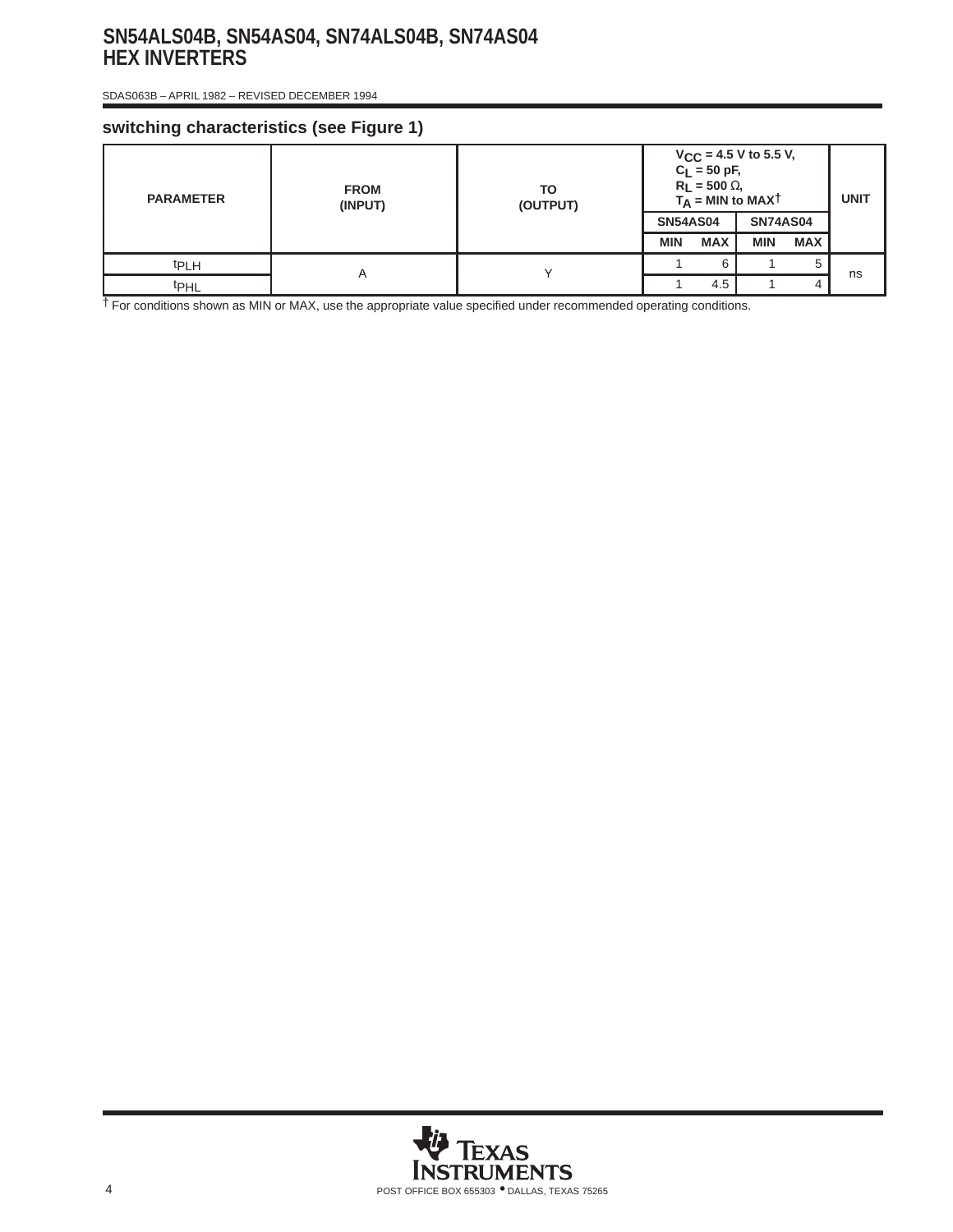## switching characteristics (see Figure 1)

| PARAMETER | FROM (INPUT) | TO (OUTPUT) | $V_{CC}$ = 4.5 V to 5.5 V, $C_L$ = 50 pF, $R_L$ = 500 Ω, $T_A$ = MIN to MAX† | | | | UNIT |
|---|---|---|---|---|---|---|---|
| | | | SN54AS04 | | SN74AS04 | | |
| | | | MIN | MAX | MIN | MAX | |
| $t_{PLH}$ | A | Y | 1 | 6 | 1 | 5 | ns |
| $t_{PHL}$ | | | 1 | 4.5 | 1 | 4 | |

† For conditions shown as MIN or MAX, use the appropriate value specified under recommended operating conditions.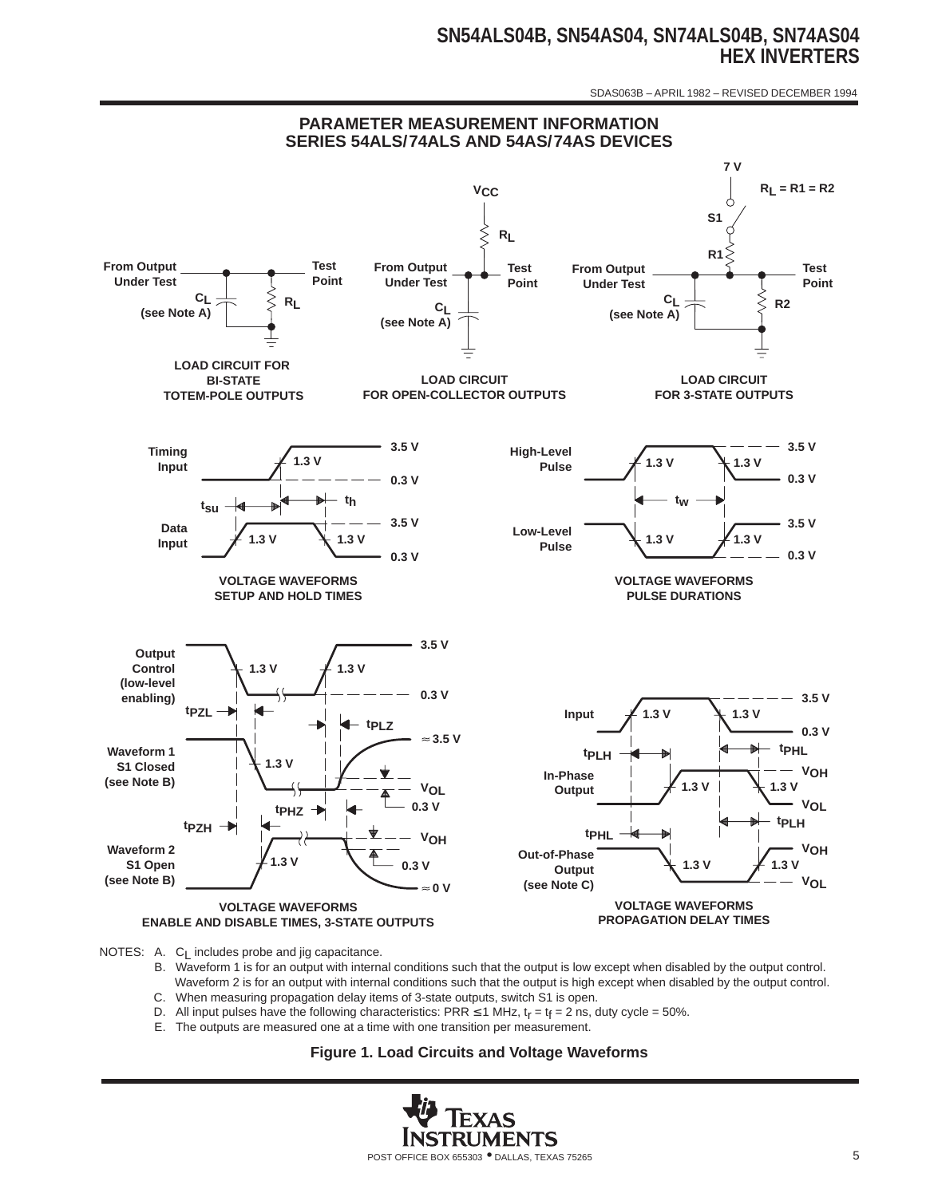## PARAMETER MEASUREMENT INFORMATION
## SERIES 54ALS/74ALS AND 54AS/74AS DEVICES

From Output Under Test
Test Point
$C_L$ (see Note A)
$R_L$
LOAD CIRCUIT FOR BI-STATE TOTEM-POLE OUTPUTS

$V_{CC}$
$R_L$
From Output Under Test
Test Point
$C_L$ (see Note A)
LOAD CIRCUIT FOR OPEN-COLLECTOR OUTPUTS

7 V
$R_L = R1 = R2$
S1
R1
From Output Under Test
Test Point
$C_L$ (see Note A)
R2
LOAD CIRCUIT FOR 3-STATE OUTPUTS

Timing Input
1.3 V
3.5 V
0.3 V
$t_{su}$
$t_h$
Data Input
1.3 V
1.3 V
3.5 V
0.3 V
VOLTAGE WAVEFORMS SETUP AND HOLD TIMES

High-Level Pulse
1.3 V
1.3 V
3.5 V
0.3 V
$t_w$
Low-Level Pulse
1.3 V
1.3 V
3.5 V
0.3 V
VOLTAGE WAVEFORMS PULSE DURATIONS

Output Control (low-level enabling)
1.3 V
1.3 V
3.5 V
0.3 V
$t_{PZL}$
$t_{PLZ}$
≈ 3.5 V
Waveform 1 S1 Closed (see Note B)
1.3 V
$V_{OL}$
0.3 V
$t_{PHZ}$
$t_{PZH}$
$V_{OH}$
Waveform 2 S1 Open (see Note B)
1.3 V
0.3 V
≈ 0 V
VOLTAGE WAVEFORMS ENABLE AND DISABLE TIMES, 3-STATE OUTPUTS

Input
1.3 V
1.3 V
3.5 V
0.3 V
$t_{PLH}$
$t_{PHL}$
In-Phase Output
1.3 V
1.3 V
$V_{OH}$
$V_{OL}$
$t_{PHL}$
$t_{PLH}$
Out-of-Phase Output (see Note C)
1.3 V
1.3 V
$V_{OH}$
$V_{OL}$
VOLTAGE WAVEFORMS PROPAGATION DELAY TIMES

NOTES:
A. $C_L$ includes probe and jig capacitance.
B. Waveform 1 is for an output with internal conditions such that the output is low except when disabled by the output control. Waveform 2 is for an output with internal conditions such that the output is high except when disabled by the output control.
C. When measuring propagation delay items of 3-state outputs, switch S1 is open.
D. All input pulses have the following characteristics: PRR ≤ 1 MHz, $t_r = t_f = 2$ ns, duty cycle = 50%.
E. The outputs are measured one at a time with one transition per measurement.

**Figure 1. Load Circuits and Voltage Waveforms**